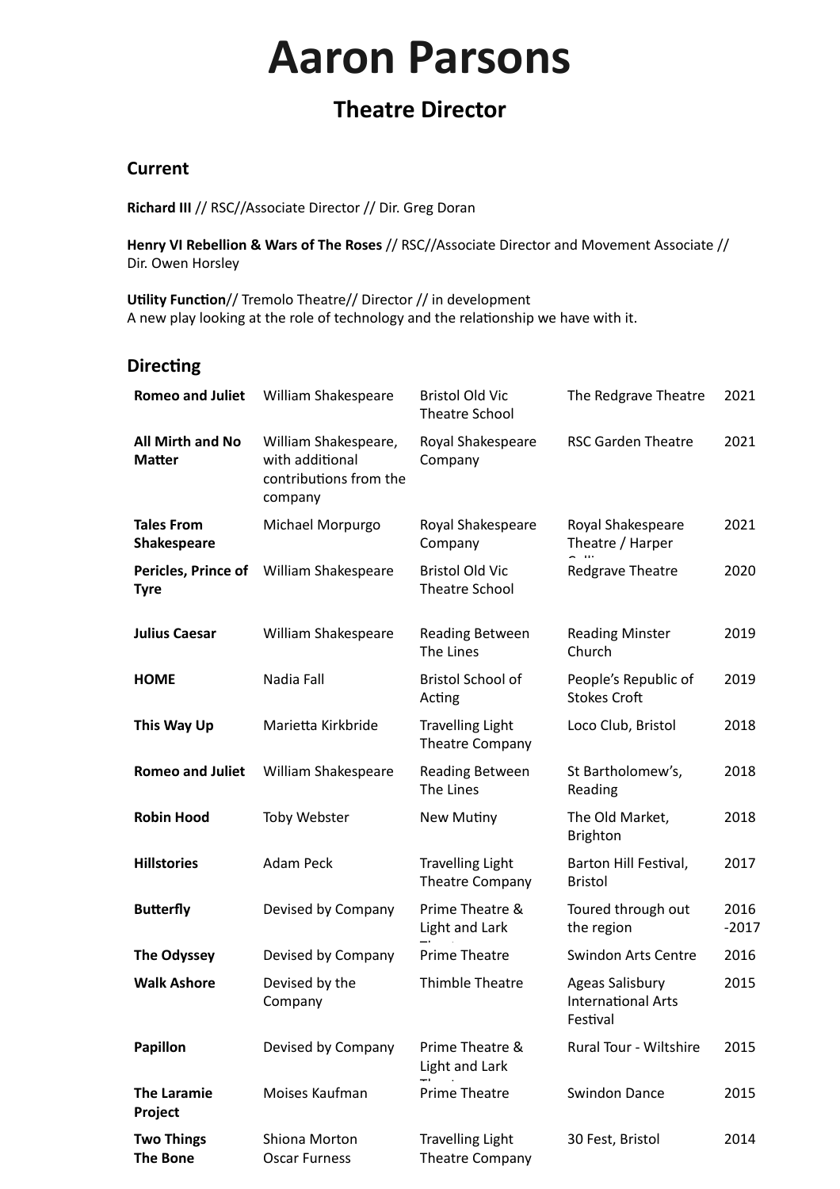# Aaron Parsons

## Theatre Director

### Current

**Richard III** // RSC//Associate Director // Dir. Greg Doran

**Henry VI Rebellion & Wars of The Roses** // RSC//Associate Director and Movement Associate // Dir. Owen Horsley

**Utility Function**// Tremolo Theatre// Director // in development
A new play looking at the role of technology and the relationship we have with it.

### Directing

| | | | | |
|---|---|---|---|---|
| **Romeo and Juliet** | William Shakespeare | Bristol Old Vic Theatre School | The Redgrave Theatre | 2021 |
| **All Mirth and No Matter** | William Shakespeare, with additional contributions from the company | Royal Shakespeare Company | RSC Garden Theatre | 2021 |
| **Tales From Shakespeare** | Michael Morpurgo | Royal Shakespeare Company | Royal Shakespeare Theatre / Harper Collins | 2021 |
| **Pericles, Prince of Tyre** | William Shakespeare | Bristol Old Vic Theatre School | Redgrave Theatre | 2020 |
| **Julius Caesar** | William Shakespeare | Reading Between The Lines | Reading Minster Church | 2019 |
| **HOME** | Nadia Fall | Bristol School of Acting | People's Republic of Stokes Croft | 2019 |
| **This Way Up** | Marietta Kirkbride | Travelling Light Theatre Company | Loco Club, Bristol | 2018 |
| **Romeo and Juliet** | William Shakespeare | Reading Between The Lines | St Bartholomew's, Reading | 2018 |
| **Robin Hood** | Toby Webster | New Mutiny | The Old Market, Brighton | 2018 |
| **Hillstories** | Adam Peck | Travelling Light Theatre Company | Barton Hill Festival, Bristol | 2017 |
| **Butterfly** | Devised by Company | Prime Theatre & Light and Lark Theatre | Toured through out the region | 2016 -2017 |
| **The Odyssey** | Devised by Company | Prime Theatre | Swindon Arts Centre | 2016 |
| **Walk Ashore** | Devised by the Company | Thimble Theatre | Ageas Salisbury International Arts Festival | 2015 |
| **Papillon** | Devised by Company | Prime Theatre & Light and Lark Theatre | Rural Tour - Wiltshire | 2015 |
| **The Laramie Project** | Moises Kaufman | Prime Theatre | Swindon Dance | 2015 |
| **Two Things The Bone** | Shiona Morton Oscar Furness | Travelling Light Theatre Company | 30 Fest, Bristol | 2014 |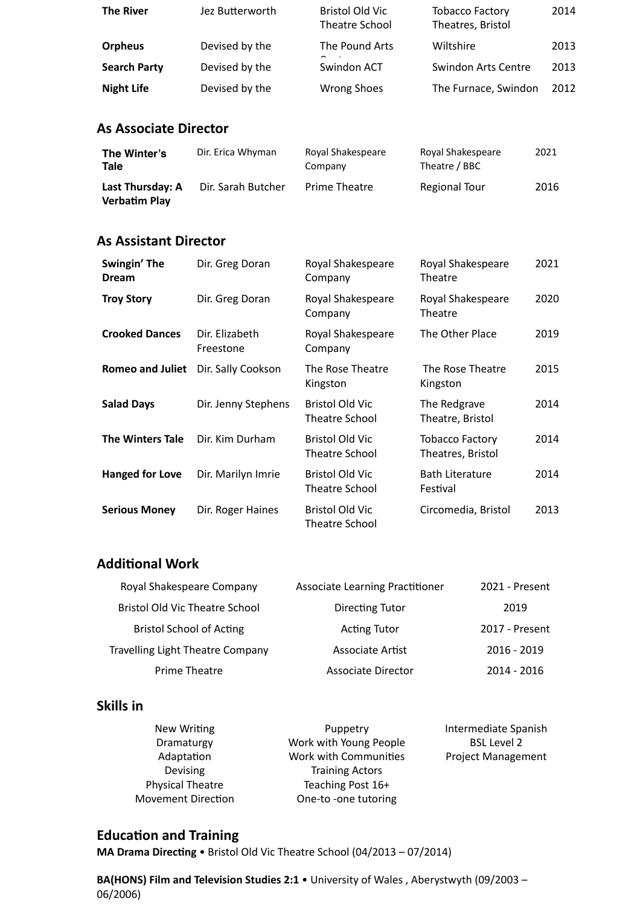| | | | | |
|---|---|---|---|---|
| **The River** | Jez Butterworth | Bristol Old Vic Theatre School | Tobacco Factory Theatres, Bristol | 2014 |
| **Orpheus** | Devised by the | The Pound Arts Centre | Wiltshire | 2013 |
| **Search Party** | Devised by the | Swindon ACT | Swindon Arts Centre | 2013 |
| **Night Life** | Devised by the | Wrong Shoes | The Furnace, Swindon | 2012 |

## As Associate Director

| | | | | |
|---|---|---|---|---|
| **The Winter's Tale** | Dir. Erica Whyman | Royal Shakespeare Company | Royal Shakespeare Theatre / BBC | 2021 |
| **Last Thursday: A Verbatim Play** | Dir. Sarah Butcher | Prime Theatre | Regional Tour | 2016 |

## As Assistant Director

| | | | | |
|---|---|---|---|---|
| **Swingin' The Dream** | Dir. Greg Doran | Royal Shakespeare Company | Royal Shakespeare Theatre | 2021 |
| **Troy Story** | Dir. Greg Doran | Royal Shakespeare Company | Royal Shakespeare Theatre | 2020 |
| **Crooked Dances** | Dir. Elizabeth Freestone | Royal Shakespeare Company | The Other Place | 2019 |
| **Romeo and Juliet** | Dir. Sally Cookson | The Rose Theatre Kingston | The Rose Theatre Kingston | 2015 |
| **Salad Days** | Dir. Jenny Stephens | Bristol Old Vic Theatre School | The Redgrave Theatre, Bristol | 2014 |
| **The Winters Tale** | Dir. Kim Durham | Bristol Old Vic Theatre School | Tobacco Factory Theatres, Bristol | 2014 |
| **Hanged for Love** | Dir. Marilyn Imrie | Bristol Old Vic Theatre School | Bath Literature Festival | 2014 |
| **Serious Money** | Dir. Roger Haines | Bristol Old Vic Theatre School | Circomedia, Bristol | 2013 |

## Additional Work

| | | |
|---|---|---|
| Royal Shakespeare Company | Associate Learning Practitioner | 2021 - Present |
| Bristol Old Vic Theatre School | Directing Tutor | 2019 |
| Bristol School of Acting | Acting Tutor | 2017 - Present |
| Travelling Light Theatre Company | Associate Artist | 2016 - 2019 |
| Prime Theatre | Associate Director | 2014 - 2016 |

## Skills in

New Writing
Dramaturgy
Adaptation
Devising
Physical Theatre
Movement Direction

Puppetry
Work with Young People
Work with Communities
Training Actors
Teaching Post 16+
One-to -one tutoring

Intermediate Spanish
BSL Level 2
Project Management

## Education and Training

**MA Drama Directing** • Bristol Old Vic Theatre School (04/2013 – 07/2014)

**BA(HONS) Film and Television Studies 2:1** • University of Wales , Aberystwyth (09/2003 – 06/2006)